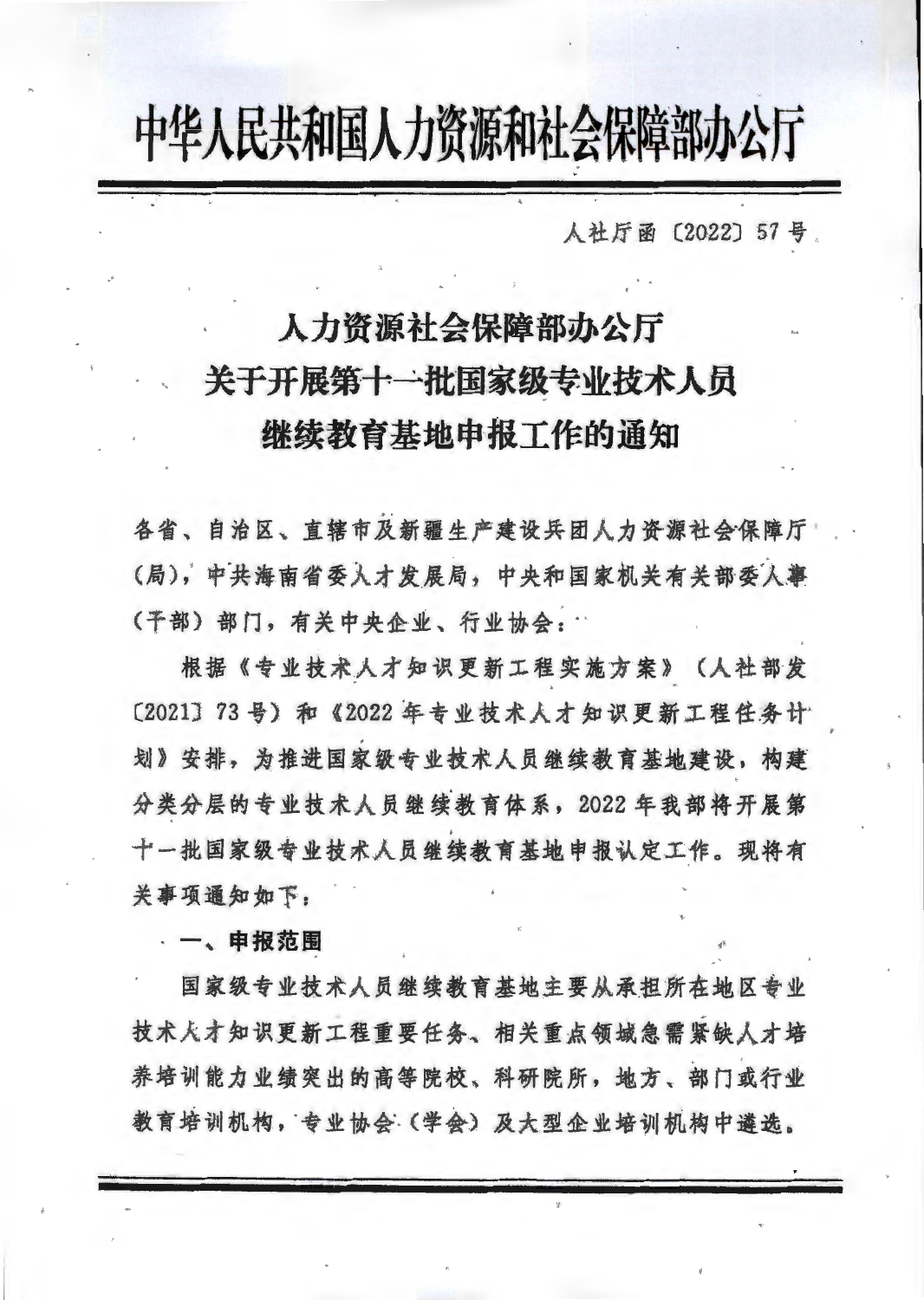# 中华人民共和国人力资源和社会保障部办公厅

人社厅函〔2022〕57号

## 人力资源社会保障部办公厅关于开展第十一批国家级专业技术人员继续教育基地申报工作的通知

各省、自治区、直辖市及新疆生产建设兵团人力资源社会保障厅（局），中共海南省委人才发展局，中央和国家机关有关部委人事（干部）部门，有关中央企业、行业协会：

根据《专业技术人才知识更新工程实施方案》（人社部发〔2021〕73号）和《2022年专业技术人才知识更新工程任务计划》安排，为推进国家级专业技术人员继续教育基地建设，构建分类分层的专业技术人员继续教育体系，2022年我部将开展第十一批国家级专业技术人员继续教育基地申报认定工作。现将有关事项通知如下：

**一、申报范围**

国家级专业技术人员继续教育基地主要从承担所在地区专业技术人才知识更新工程重要任务、相关重点领域急需紧缺人才培养培训能力业绩突出的高等院校、科研院所，地方、部门或行业教育培训机构，专业协会（学会）及大型企业培训机构中遴选。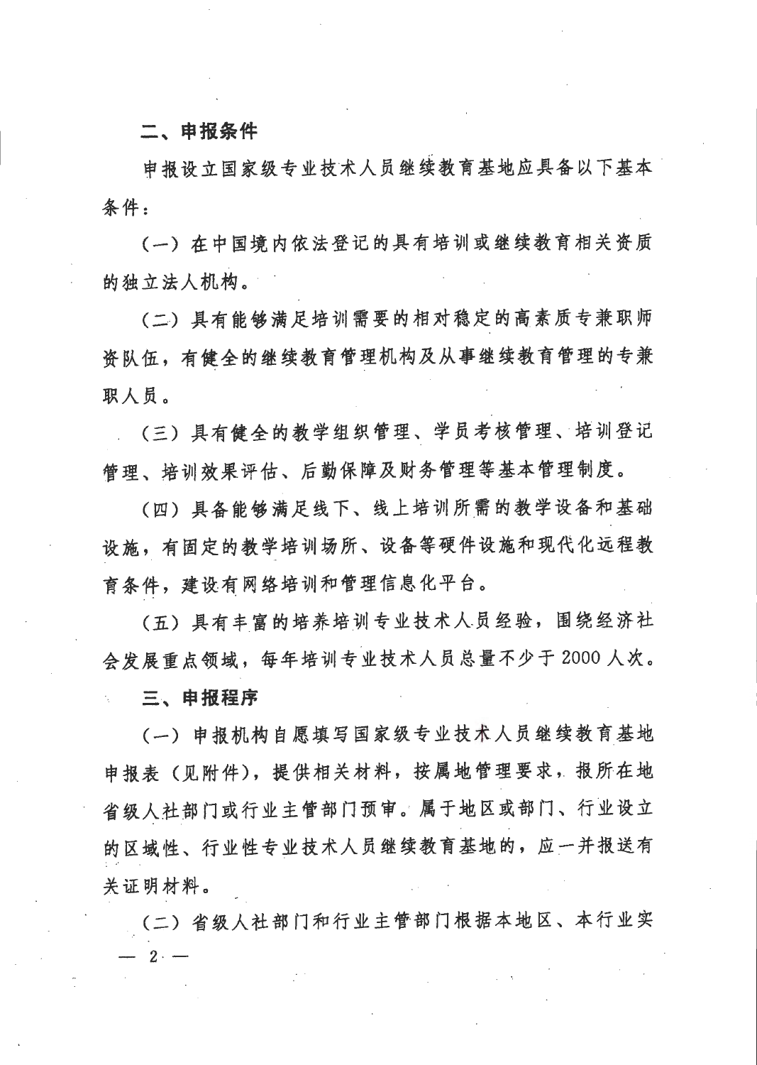## 二、申报条件

申报设立国家级专业技术人员继续教育基地应具备以下基本条件：

（一）在中国境内依法登记的具有培训或继续教育相关资质的独立法人机构。

（二）具有能够满足培训需要的相对稳定的高素质专兼职师资队伍，有健全的继续教育管理机构及从事继续教育管理的专兼职人员。

（三）具有健全的教学组织管理、学员考核管理、培训登记管理、培训效果评估、后勤保障及财务管理等基本管理制度。

（四）具备能够满足线下、线上培训所需的教学设备和基础设施，有固定的教学培训场所、设备等硬件设施和现代化远程教育条件，建设有网络培训和管理信息化平台。

（五）具有丰富的培养培训专业技术人员经验，围绕经济社会发展重点领域，每年培训专业技术人员总量不少于 2000 人次。

## 三、申报程序

（一）申报机构自愿填写国家级专业技术人员继续教育基地申报表（见附件），提供相关材料，按属地管理要求，报所在地省级人社部门或行业主管部门预审。属于地区或部门、行业设立的区域性、行业性专业技术人员继续教育基地的，应一并报送有关证明材料。

（二）省级人社部门和行业主管部门根据本地区、本行业实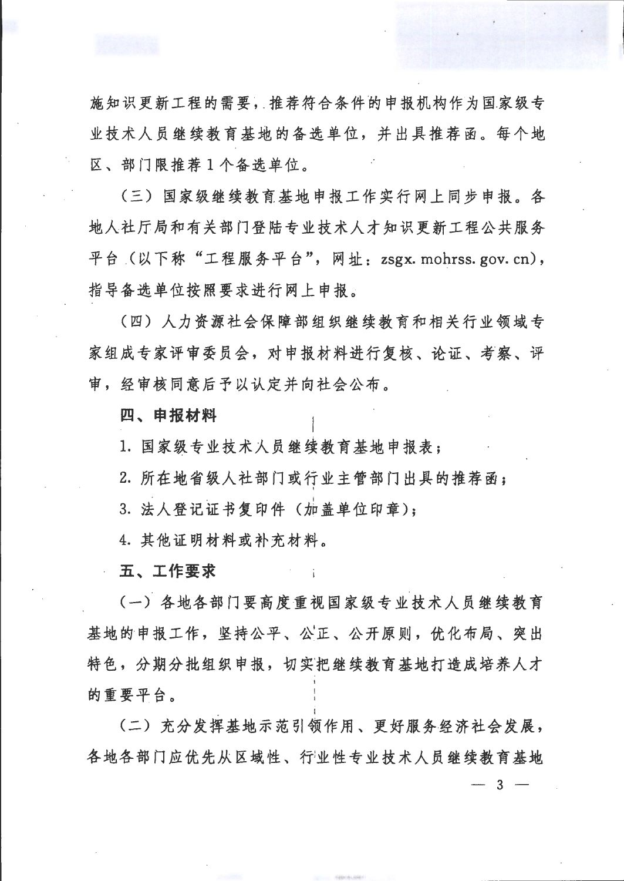施知识更新工程的需要，推荐符合条件的申报机构作为国家级专业技术人员继续教育基地的备选单位，并出具推荐函。每个地区、部门限推荐1个备选单位。

（三）国家级继续教育基地申报工作实行网上同步申报。各地人社厅局和有关部门登陆专业技术人才知识更新工程公共服务平台（以下称“工程服务平台”，网址：zsgx. mohrss. gov. cn），指导备选单位按照要求进行网上申报。

（四）人力资源社会保障部组织继续教育和相关行业领域专家组成专家评审委员会，对申报材料进行复核、论证、考察、评审，经审核同意后予以认定并向社会公布。

**四、申报材料**

1. 国家级专业技术人员继续教育基地申报表；
2. 所在地省级人社部门或行业主管部门出具的推荐函；
3. 法人登记证书复印件（加盖单位印章）；
4. 其他证明材料或补充材料。

**五、工作要求**

（一）各地各部门要高度重视国家级专业技术人员继续教育基地的申报工作，坚持公平、公正、公开原则，优化布局、突出特色，分期分批组织申报，切实把继续教育基地打造成培养人才的重要平台。

（二）充分发挥基地示范引领作用、更好服务经济社会发展，各地各部门应优先从区域性、行业性专业技术人员继续教育基地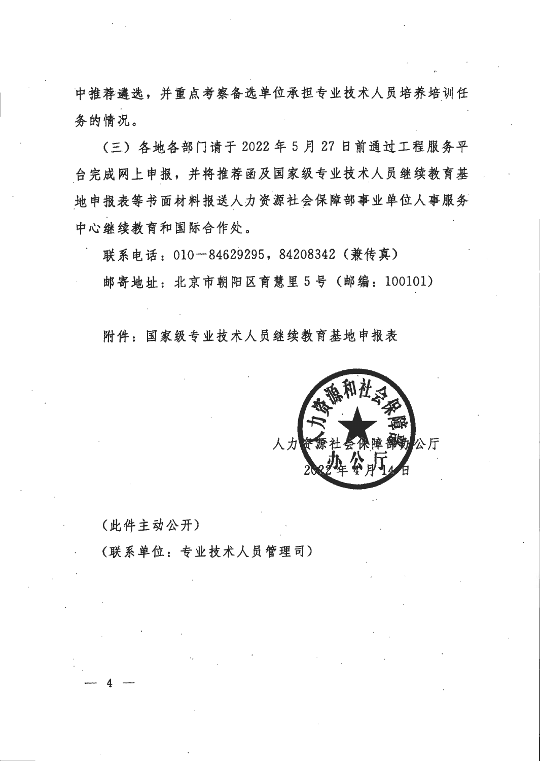中推荐遴选，并重点考察备选单位承担专业技术人员培养培训任务的情况。

（三）各地各部门请于 2022 年 5 月 27 日前通过工程服务平台完成网上申报，并将推荐函及国家级专业技术人员继续教育基地申报表等书面材料报送人力资源社会保障部事业单位人事服务中心继续教育和国际合作处。

联系电话：010—84629295，84208342（兼传真）

邮寄地址：北京市朝阳区育慧里 5 号（邮编：100101）

附件：国家级专业技术人员继续教育基地申报表

人力资源社会保障部办公厅

2022 年 4 月 14 日

（此件主动公开）

（联系单位：专业技术人员管理司）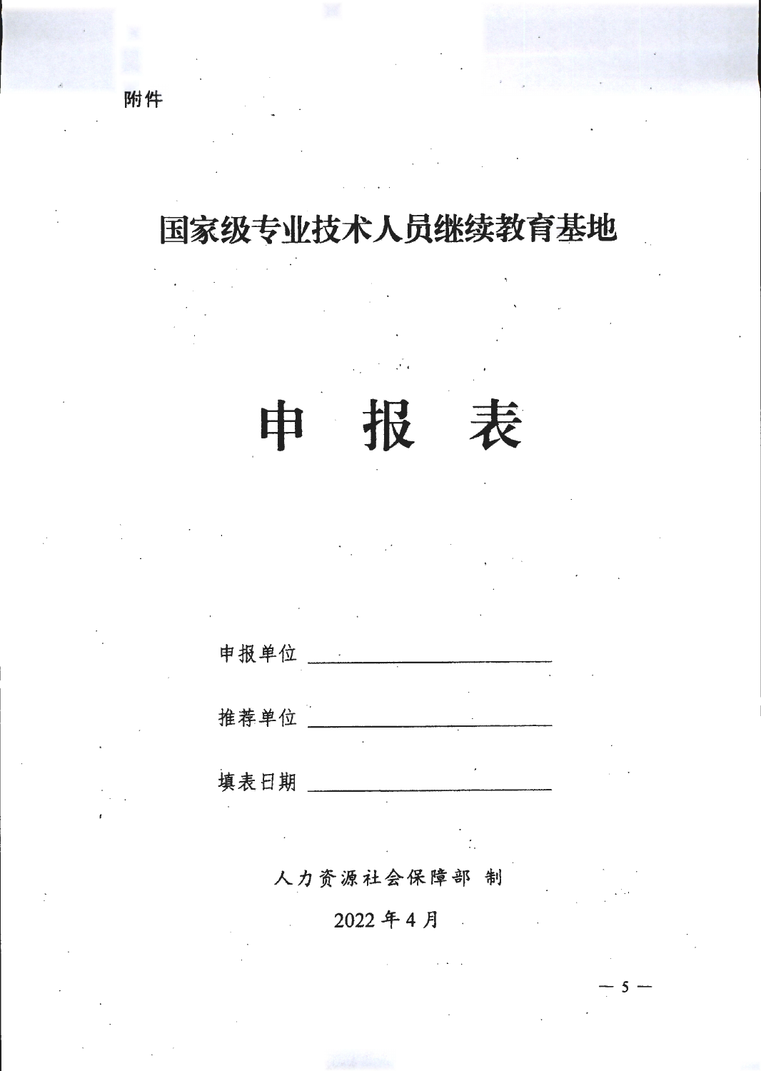附件

# 国家级专业技术人员继续教育基地

# 申 报 表

申报单位 ____________________

推荐单位 ____________________

填表日期 ____________________

人力资源社会保障部 制

2022 年 4 月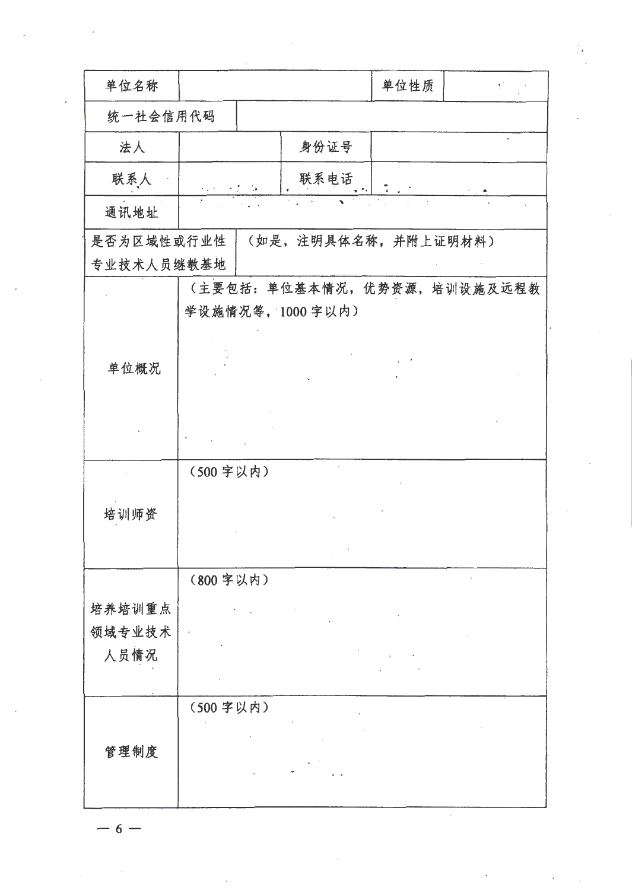| 单位名称 | | 单位性质 | |
| --- | --- | --- | --- |
| 统一社会信用代码 | | | |
| 法人 | | 身份证号 | |
| 联系人 | | 联系电话 | |
| 通讯地址 | | | |
| 是否为区域性或行业性专业技术人员继教基地 | （如是，注明具体名称，并附上证明材料） | | |
| 单位概况 | （主要包括：单位基本情况，优势资源，培训设施及远程教学设施情况等，1000 字以内） | | |
| 培训师资 | （500 字以内） | | |
| 培养培训重点领域专业技术人员情况 | （800 字以内） | | |
| 管理制度 | （500 字以内） | | |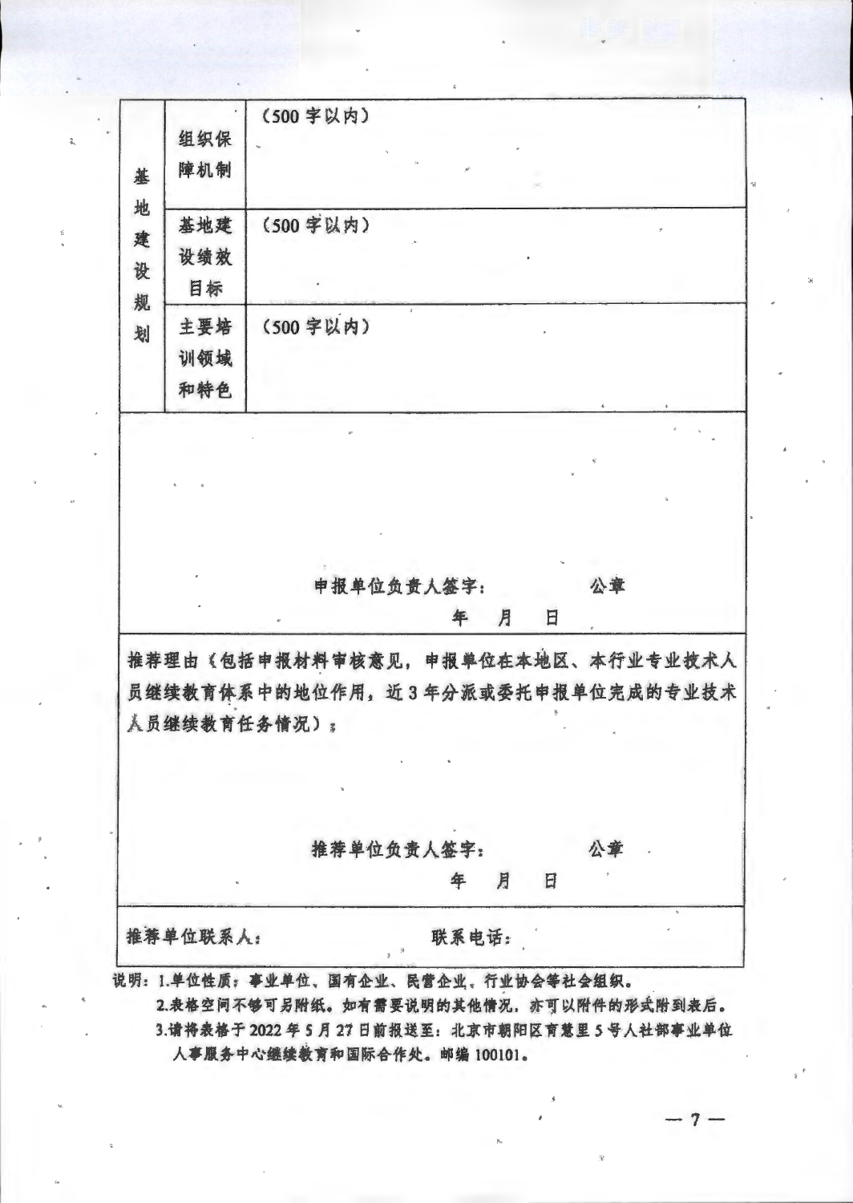| | | |
|---|---|---|
| 基地建设规划 | 组织保障机制 | （500 字以内） |
| | 基地建设绩效目标 | （500 字以内） |
| | 主要培训领域和特色 | （500 字以内） |
| 申报单位负责人签字：　　　　公章<br>年　月　日 | | |
| 推荐理由（包括申报材料审核意见，申报单位在本地区、本行业专业技术人员继续教育体系中的地位作用，近 3 年分派或委托申报单位完成的专业技术人员继续教育任务情况）：<br><br>推荐单位负责人签字：　　　　公章<br>年　月　日 | | |
| 推荐单位联系人：　　　　联系电话： | | |

说明：1.单位性质：事业单位、国有企业、民营企业、行业协会等社会组织。

2.表格空间不够可另附纸。如有需要说明的其他情况，亦可以附件的形式附到表后。

3.请将表格于 2022 年 5 月 27 日前报送至：北京市朝阳区育慧里 5 号人社部事业单位人事服务中心继续教育和国际合作处。邮编 100101。